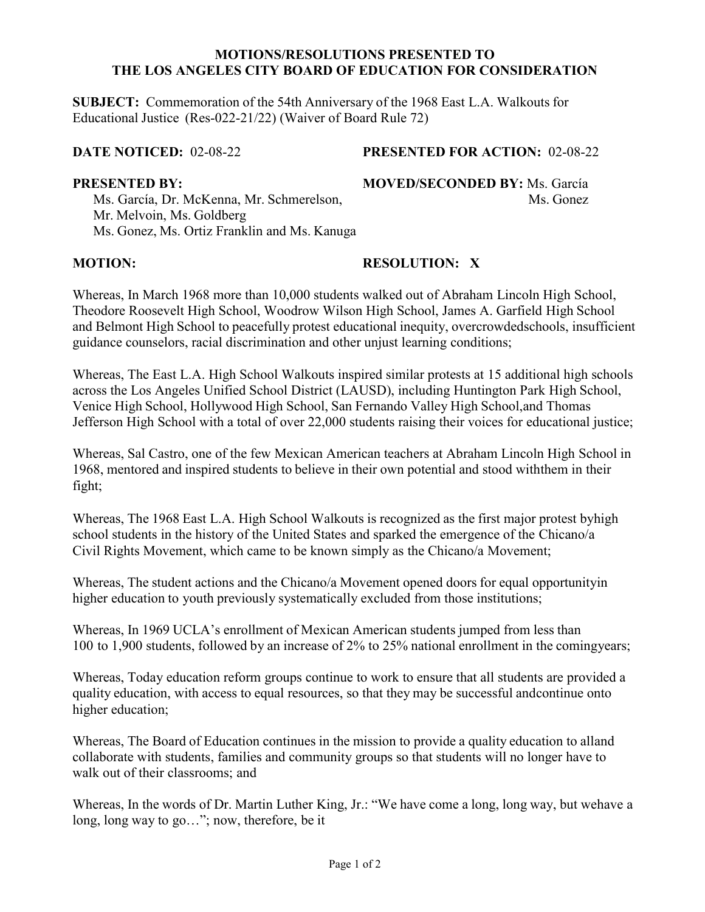**MOTIONS/RESOLUTIONS PRESENTED TO THE LOS ANGELES CITY BOARD OF EDUCATION FOR CONSIDERATION**

**SUBJECT:** Commemoration of the 54th Anniversary of the 1968 East L.A. Walkouts for Educational Justice (Res-022-21/22) (Waiver of Board Rule 72)

**DATE NOTICED:** 02-08-22

**PRESENTED FOR ACTION:** 02-08-22

**PRESENTED BY:**
Ms. García, Dr. McKenna, Mr. Schmerelson, Mr. Melvoin, Ms. Goldberg
Ms. Gonez, Ms. Ortiz Franklin and Ms. Kanuga

**MOVED/SECONDED BY:** Ms. García
Ms. Gonez

**MOTION:**

**RESOLUTION: X**

Whereas, In March 1968 more than 10,000 students walked out of Abraham Lincoln High School, Theodore Roosevelt High School, Woodrow Wilson High School, James A. Garfield High School and Belmont High School to peacefully protest educational inequity, overcrowdedschools, insufficient guidance counselors, racial discrimination and other unjust learning conditions;

Whereas, The East L.A. High School Walkouts inspired similar protests at 15 additional high schools across the Los Angeles Unified School District (LAUSD), including Huntington Park High School, Venice High School, Hollywood High School, San Fernando Valley High School,and Thomas Jefferson High School with a total of over 22,000 students raising their voices for educational justice;

Whereas, Sal Castro, one of the few Mexican American teachers at Abraham Lincoln High School in 1968, mentored and inspired students to believe in their own potential and stood withthem in their fight;

Whereas, The 1968 East L.A. High School Walkouts is recognized as the first major protest byhigh school students in the history of the United States and sparked the emergence of the Chicano/a Civil Rights Movement, which came to be known simply as the Chicano/a Movement;

Whereas, The student actions and the Chicano/a Movement opened doors for equal opportunityin higher education to youth previously systematically excluded from those institutions;

Whereas, In 1969 UCLA's enrollment of Mexican American students jumped from less than 100 to 1,900 students, followed by an increase of 2% to 25% national enrollment in the comingyears;

Whereas, Today education reform groups continue to work to ensure that all students are provided a quality education, with access to equal resources, so that they may be successful andcontinue onto higher education;

Whereas, The Board of Education continues in the mission to provide a quality education to alland collaborate with students, families and community groups so that students will no longer have to walk out of their classrooms; and

Whereas, In the words of Dr. Martin Luther King, Jr.: "We have come a long, long way, but wehave a long, long way to go…"; now, therefore, be it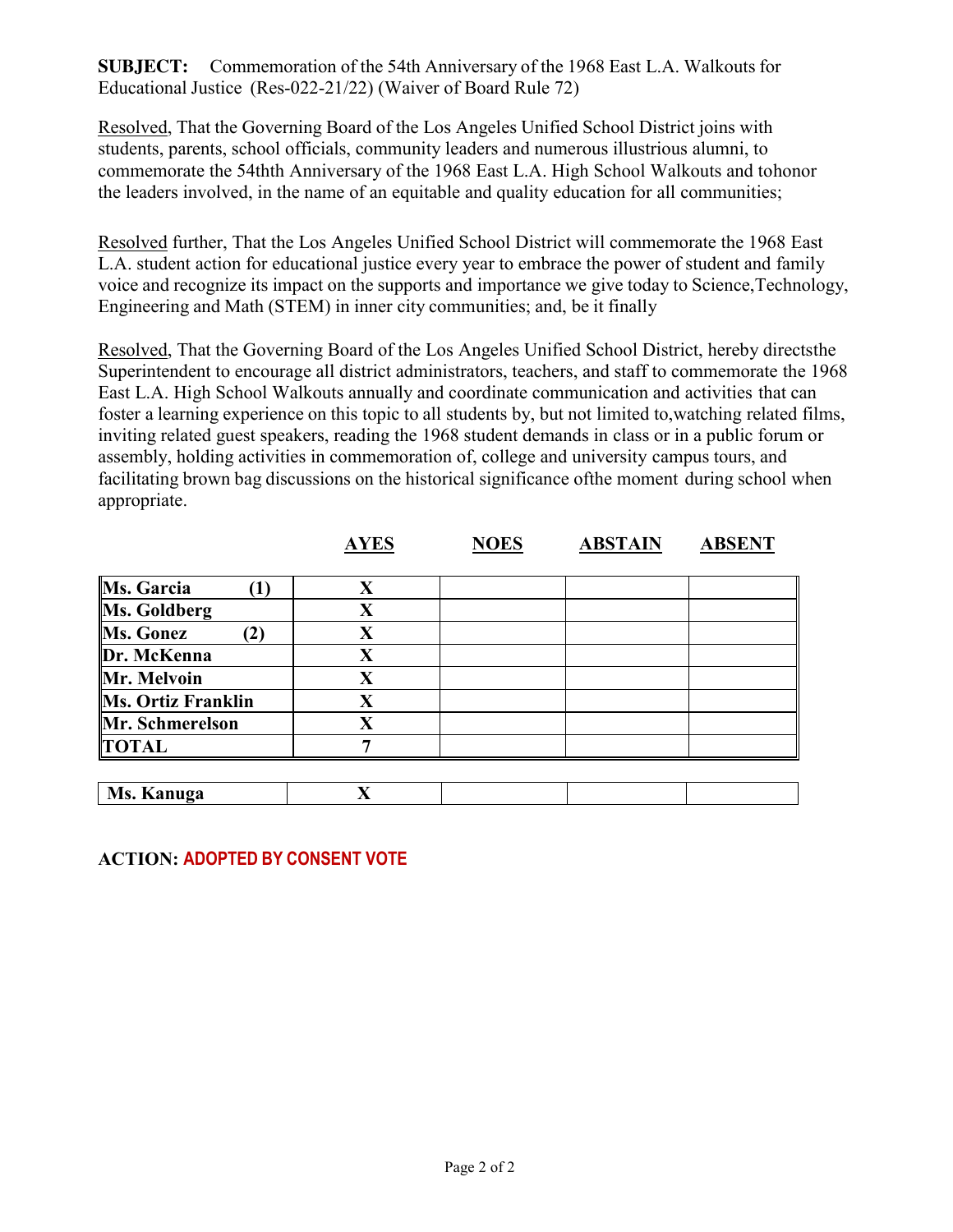**SUBJECT:** Commemoration of the 54th Anniversary of the 1968 East L.A. Walkouts for Educational Justice (Res-022-21/22) (Waiver of Board Rule 72)

Resolved, That the Governing Board of the Los Angeles Unified School District joins with students, parents, school officials, community leaders and numerous illustrious alumni, to commemorate the 54thth Anniversary of the 1968 East L.A. High School Walkouts and tohonor the leaders involved, in the name of an equitable and quality education for all communities;

Resolved further, That the Los Angeles Unified School District will commemorate the 1968 East L.A. student action for educational justice every year to embrace the power of student and family voice and recognize its impact on the supports and importance we give today to Science,Technology, Engineering and Math (STEM) in inner city communities; and, be it finally

Resolved, That the Governing Board of the Los Angeles Unified School District, hereby directsthe Superintendent to encourage all district administrators, teachers, and staff to commemorate the 1968 East L.A. High School Walkouts annually and coordinate communication and activities that can foster a learning experience on this topic to all students by, but not limited to,watching related films, inviting related guest speakers, reading the 1968 student demands in class or in a public forum or assembly, holding activities in commemoration of, college and university campus tours, and facilitating brown bag discussions on the historical significance ofthe moment during school when appropriate.

| | AYES | NOES | ABSTAIN | ABSENT |
|---|---|---|---|---|
| **Ms. Garcia (1)** | X | | | |
| **Ms. Goldberg** | X | | | |
| **Ms. Gonez (2)** | X | | | |
| **Dr. McKenna** | X | | | |
| **Mr. Melvoin** | X | | | |
| **Ms. Ortiz Franklin** | X | | | |
| **Mr. Schmerelson** | X | | | |
| **TOTAL** | 7 | | | |

| | | | | |
|---|---|---|---|---|
| **Ms. Kanuga** | X | | | |

**ACTION: ADOPTED BY CONSENT VOTE**